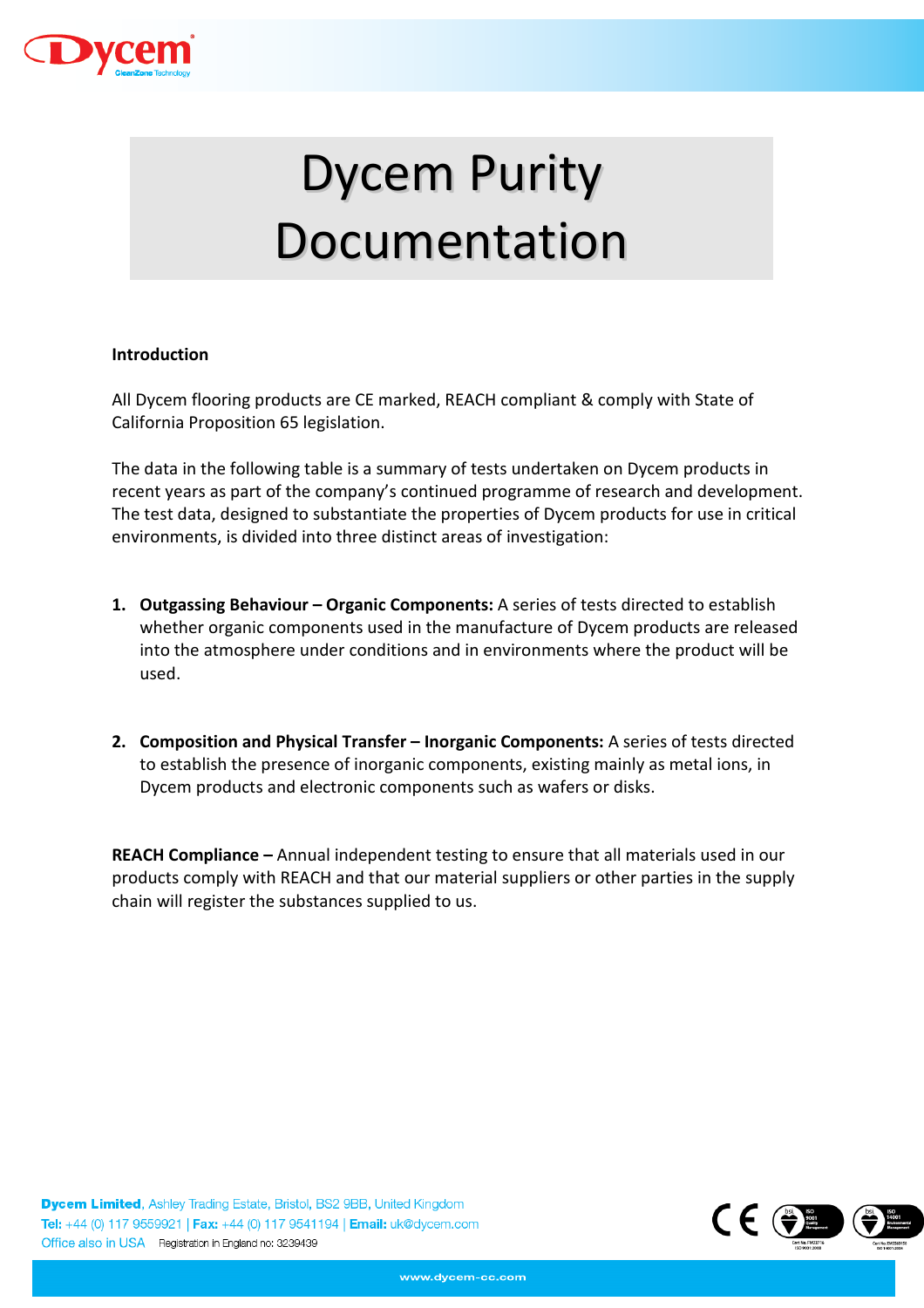# Dycem Purity Documentation

**Introduction**

All Dycem flooring products are CE marked, REACH compliant & comply with State of California Proposition 65 legislation.

The data in the following table is a summary of tests undertaken on Dycem products in recent years as part of the company's continued programme of research and development. The test data, designed to substantiate the properties of Dycem products for use in critical environments, is divided into three distinct areas of investigation:

1. **Outgassing Behaviour – Organic Components:** A series of tests directed to establish whether organic components used in the manufacture of Dycem products are released into the atmosphere under conditions and in environments where the product will be used.

2. **Composition and Physical Transfer – Inorganic Components:** A series of tests directed to establish the presence of inorganic components, existing mainly as metal ions, in Dycem products and electronic components such as wafers or disks.

**REACH Compliance –** Annual independent testing to ensure that all materials used in our products comply with REACH and that our material suppliers or other parties in the supply chain will register the substances supplied to us.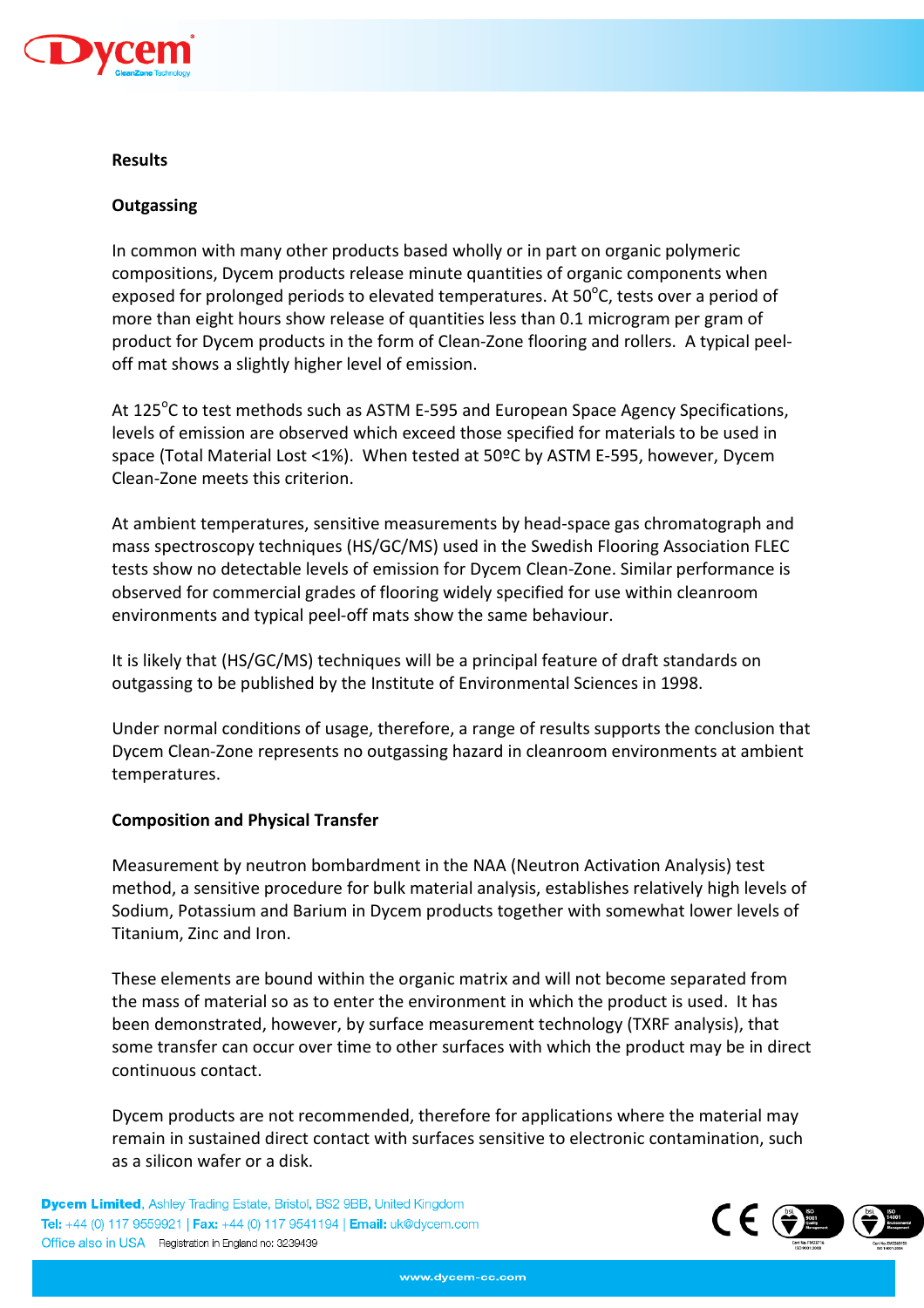## Results

### Outgassing

In common with many other products based wholly or in part on organic polymeric compositions, Dycem products release minute quantities of organic components when exposed for prolonged periods to elevated temperatures. At 50$^{o}$C, tests over a period of more than eight hours show release of quantities less than 0.1 microgram per gram of product for Dycem products in the form of Clean-Zone flooring and rollers. A typical peel-off mat shows a slightly higher level of emission.

At 125$^{o}$C to test methods such as ASTM E-595 and European Space Agency Specifications, levels of emission are observed which exceed those specified for materials to be used in space (Total Material Lost <1%). When tested at 50ºC by ASTM E-595, however, Dycem Clean-Zone meets this criterion.

At ambient temperatures, sensitive measurements by head-space gas chromatograph and mass spectroscopy techniques (HS/GC/MS) used in the Swedish Flooring Association FLEC tests show no detectable levels of emission for Dycem Clean-Zone. Similar performance is observed for commercial grades of flooring widely specified for use within cleanroom environments and typical peel-off mats show the same behaviour.

It is likely that (HS/GC/MS) techniques will be a principal feature of draft standards on outgassing to be published by the Institute of Environmental Sciences in 1998.

Under normal conditions of usage, therefore, a range of results supports the conclusion that Dycem Clean-Zone represents no outgassing hazard in cleanroom environments at ambient temperatures.

### Composition and Physical Transfer

Measurement by neutron bombardment in the NAA (Neutron Activation Analysis) test method, a sensitive procedure for bulk material analysis, establishes relatively high levels of Sodium, Potassium and Barium in Dycem products together with somewhat lower levels of Titanium, Zinc and Iron.

These elements are bound within the organic matrix and will not become separated from the mass of material so as to enter the environment in which the product is used. It has been demonstrated, however, by surface measurement technology (TXRF analysis), that some transfer can occur over time to other surfaces with which the product may be in direct continuous contact.

Dycem products are not recommended, therefore for applications where the material may remain in sustained direct contact with surfaces sensitive to electronic contamination, such as a silicon wafer or a disk.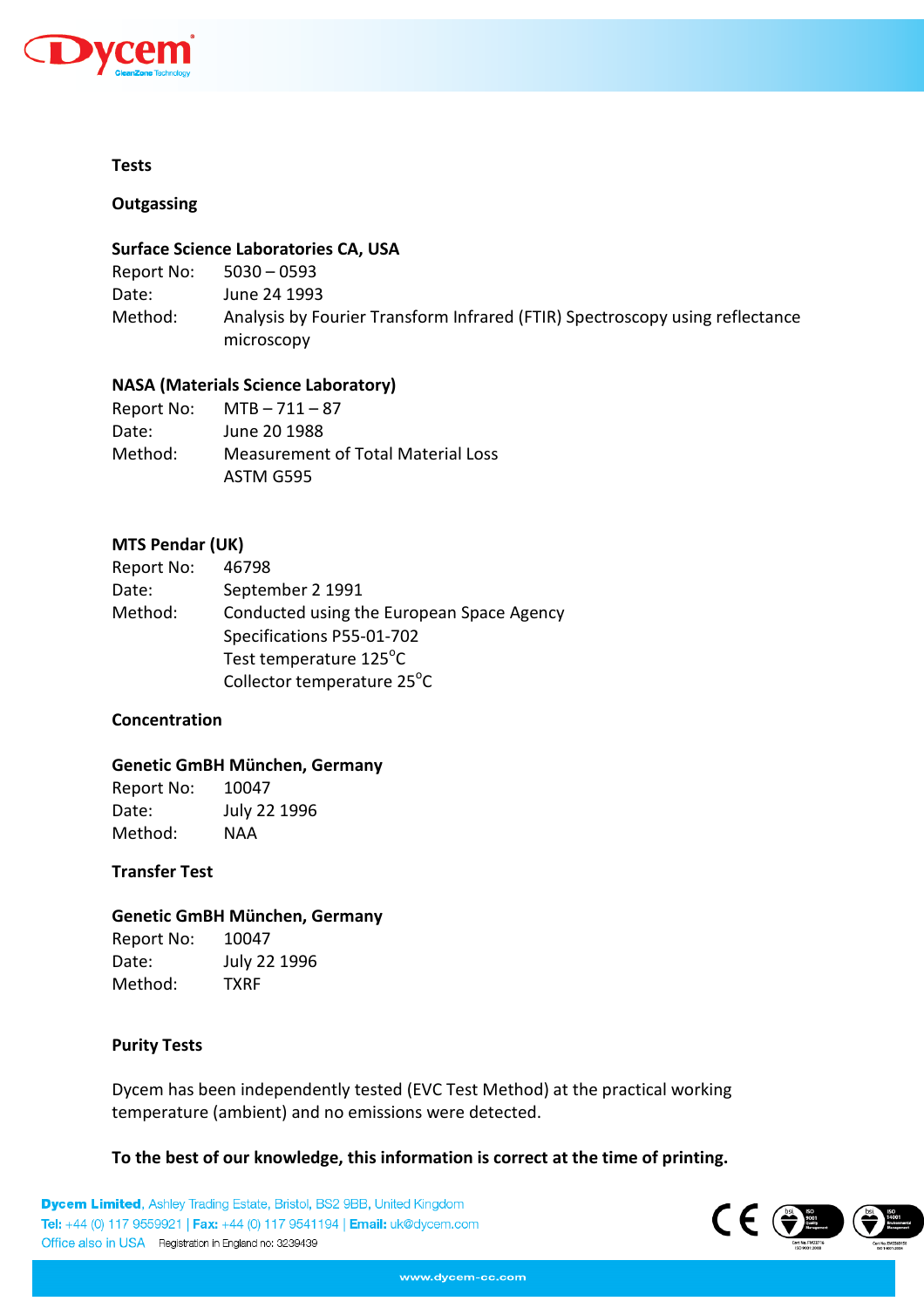# Tests

## Outgassing

### Surface Science Laboratories CA, USA

Report No: 5030 – 0593
Date: June 24 1993
Method: Analysis by Fourier Transform Infrared (FTIR) Spectroscopy using reflectance microscopy

### NASA (Materials Science Laboratory)

Report No: MTB – 711 – 87
Date: June 20 1988
Method: Measurement of Total Material Loss
ASTM G595

### MTS Pendar (UK)

Report No: 46798
Date: September 2 1991
Method: Conducted using the European Space Agency
Specifications P55-01-702
Test temperature 125$^{o}$C
Collector temperature 25$^{o}$C

## Concentration

### Genetic GmBH München, Germany

Report No: 10047
Date: July 22 1996
Method: NAA

## Transfer Test

### Genetic GmBH München, Germany

Report No: 10047
Date: July 22 1996
Method: TXRF

## Purity Tests

Dycem has been independently tested (EVC Test Method) at the practical working temperature (ambient) and no emissions were detected.

**To the best of our knowledge, this information is correct at the time of printing.**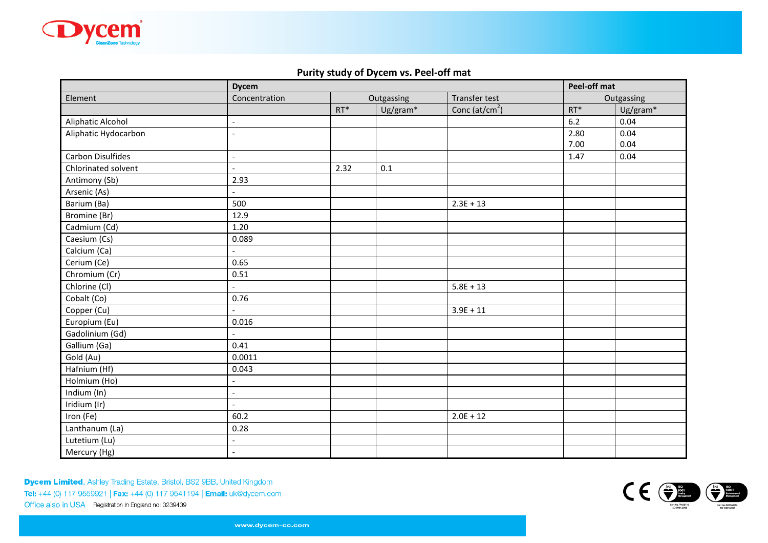## Purity study of Dycem vs. Peel-off mat

| | **Dycem** | | | | **Peel-off mat** | |
|---|---|---|---|---|---|---|
| Element | Concentration | Outgassing | | Transfer test | Outgassing | |
| | | RT* | Ug/gram* | Conc (at/cm$^2$) | RT* | Ug/gram* |
| Aliphatic Alcohol | - | | | | 6.2 | 0.04 |
| Aliphatic Hydocarbon | - | | | | 2.80<br>7.00 | 0.04<br>0.04 |
| Carbon Disulfides | - | | | | 1.47 | 0.04 |
| Chlorinated solvent | - | 2.32 | 0.1 | | | |
| Antimony (Sb) | 2.93 | | | | | |
| Arsenic (As) | - | | | | | |
| Barium (Ba) | 500 | | | 2.3E + 13 | | |
| Bromine (Br) | 12.9 | | | | | |
| Cadmium (Cd) | 1.20 | | | | | |
| Caesium (Cs) | 0.089 | | | | | |
| Calcium (Ca) | - | | | | | |
| Cerium (Ce) | 0.65 | | | | | |
| Chromium (Cr) | 0.51 | | | | | |
| Chlorine (Cl) | - | | | 5.8E + 13 | | |
| Cobalt (Co) | 0.76 | | | | | |
| Copper (Cu) | - | | | 3.9E + 11 | | |
| Europium (Eu) | 0.016 | | | | | |
| Gadolinium (Gd) | - | | | | | |
| Gallium (Ga) | 0.41 | | | | | |
| Gold (Au) | 0.0011 | | | | | |
| Hafnium (Hf) | 0.043 | | | | | |
| Holmium (Ho) | - | | | | | |
| Indium (In) | - | | | | | |
| Iridium (Ir) | - | | | | | |
| Iron (Fe) | 60.2 | | | 2.0E + 12 | | |
| Lanthanum (La) | 0.28 | | | | | |
| Lutetium (Lu) | - | | | | | |
| Mercury (Hg) | - | | | | | |

**Dycem Limited**, Ashley Trading Estate, Bristol, BS2 9BB, United Kingdom
**Tel:** +44 (0) 117 9559921 | **Fax:** +44 (0) 117 9541194 | **Email:** uk@dycem.com
Office also in USA Registration in England no: 3239439

www.dycem-cc.com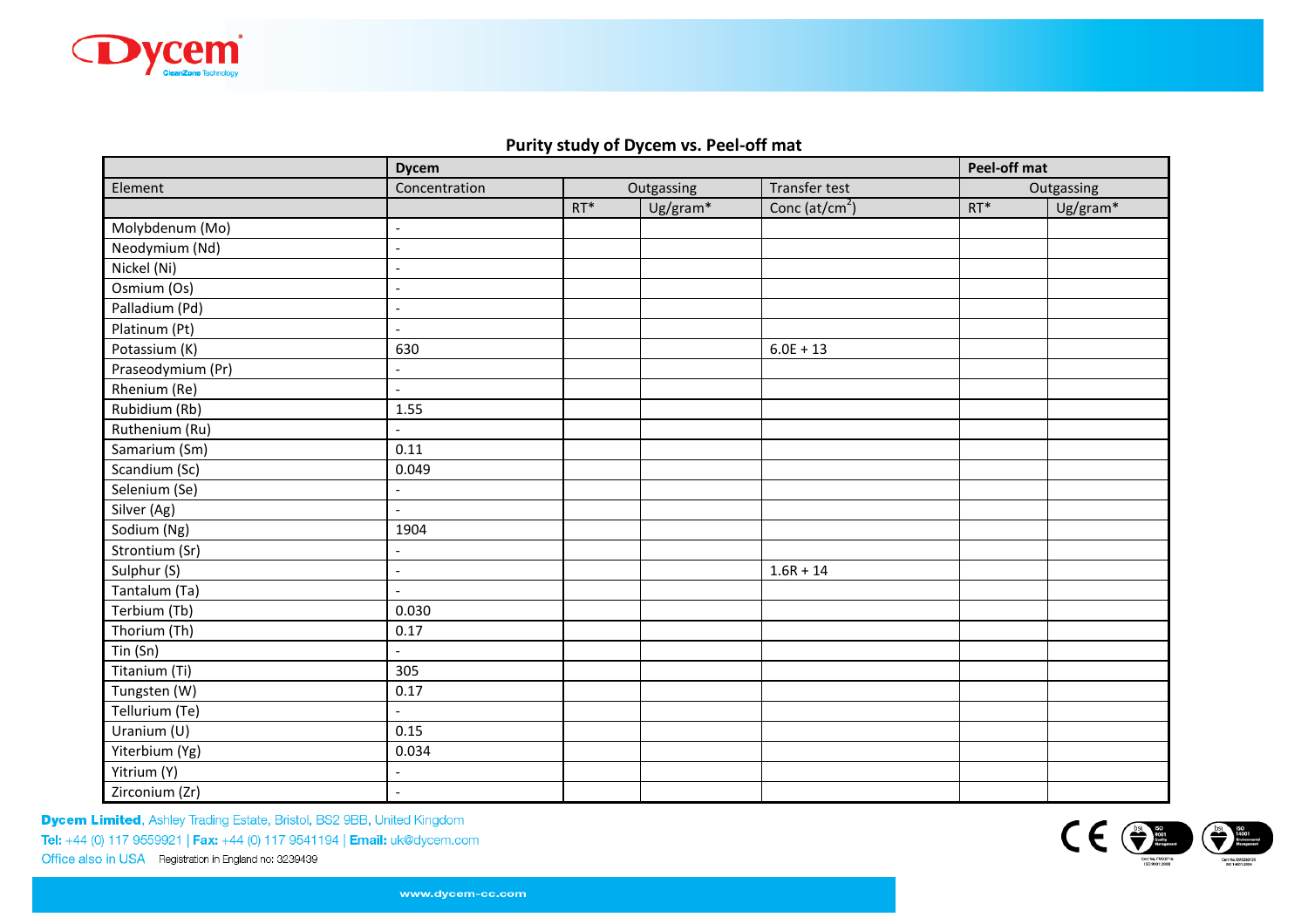## Purity study of Dycem vs. Peel-off mat

| | Dycem | | | | Peel-off mat | |
|---|---|---|---|---|---|---|
| Element | Concentration | Outgassing | | Transfer test | Outgassing | |
| | | RT* | Ug/gram* | Conc (at/cm$^2$) | RT* | Ug/gram* |
| Molybdenum (Mo) | - | | | | | |
| Neodymium (Nd) | - | | | | | |
| Nickel (Ni) | - | | | | | |
| Osmium (Os) | - | | | | | |
| Palladium (Pd) | - | | | | | |
| Platinum (Pt) | - | | | | | |
| Potassium (K) | 630 | | | 6.0E + 13 | | |
| Praseodymium (Pr) | - | | | | | |
| Rhenium (Re) | - | | | | | |
| Rubidium (Rb) | 1.55 | | | | | |
| Ruthenium (Ru) | - | | | | | |
| Samarium (Sm) | 0.11 | | | | | |
| Scandium (Sc) | 0.049 | | | | | |
| Selenium (Se) | - | | | | | |
| Silver (Ag) | - | | | | | |
| Sodium (Ng) | 1904 | | | | | |
| Strontium (Sr) | - | | | | | |
| Sulphur (S) | - | | | 1.6R + 14 | | |
| Tantalum (Ta) | - | | | | | |
| Terbium (Tb) | 0.030 | | | | | |
| Thorium (Th) | 0.17 | | | | | |
| Tin (Sn) | - | | | | | |
| Titanium (Ti) | 305 | | | | | |
| Tungsten (W) | 0.17 | | | | | |
| Tellurium (Te) | - | | | | | |
| Uranium (U) | 0.15 | | | | | |
| Yiterbium (Yg) | 0.034 | | | | | |
| Yitrium (Y) | - | | | | | |
| Zirconium (Zr) | - | | | | | |

**Dycem Limited**, Ashley Trading Estate, Bristol, BS2 9BB, United Kingdom
**Tel:** +44 (0) 117 9559921 | **Fax:** +44 (0) 117 9541194 | **Email:** uk@dycem.com
Office also in USA Registration in England no: 3239439

www.dycem-cc.com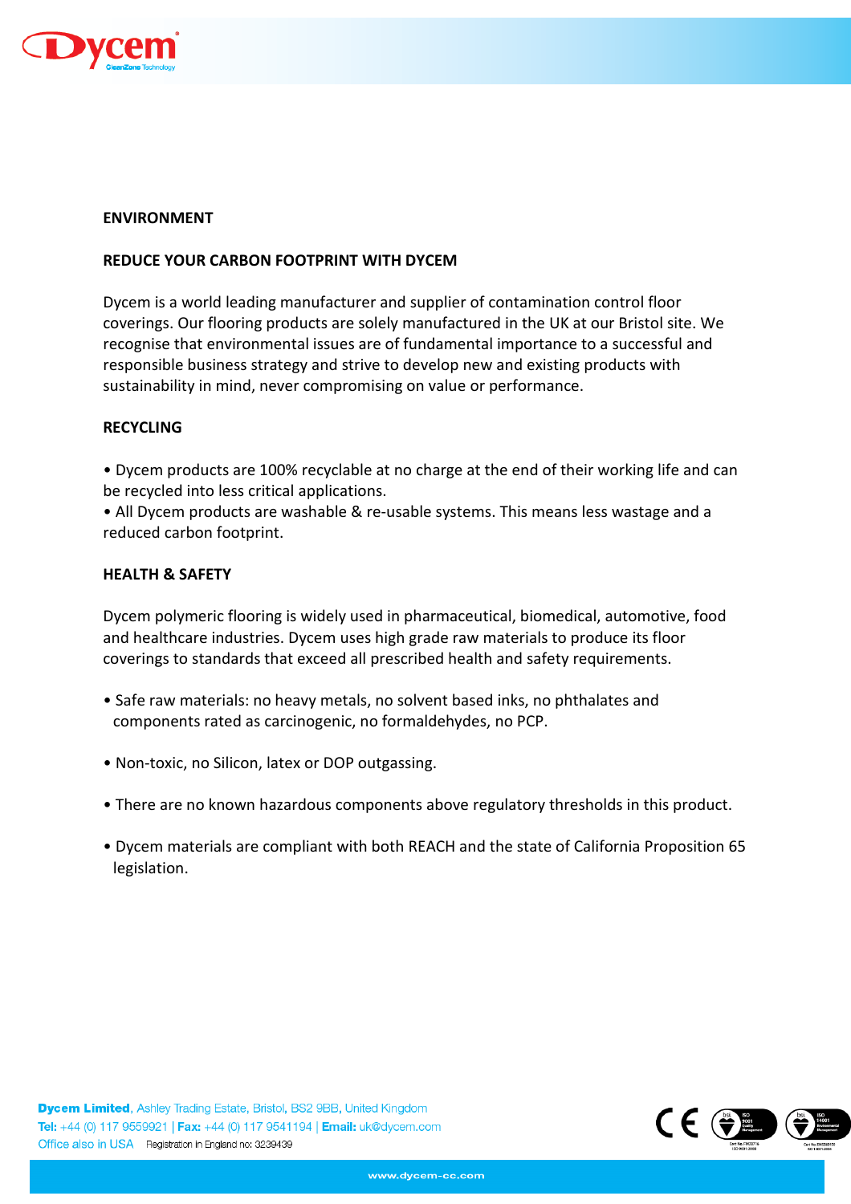## ENVIRONMENT

## REDUCE YOUR CARBON FOOTPRINT WITH DYCEM

Dycem is a world leading manufacturer and supplier of contamination control floor coverings. Our flooring products are solely manufactured in the UK at our Bristol site. We recognise that environmental issues are of fundamental importance to a successful and responsible business strategy and strive to develop new and existing products with sustainability in mind, never compromising on value or performance.

## RECYCLING

- Dycem products are 100% recyclable at no charge at the end of their working life and can be recycled into less critical applications.
- All Dycem products are washable & re-usable systems. This means less wastage and a reduced carbon footprint.

## HEALTH & SAFETY

Dycem polymeric flooring is widely used in pharmaceutical, biomedical, automotive, food and healthcare industries. Dycem uses high grade raw materials to produce its floor coverings to standards that exceed all prescribed health and safety requirements.

- Safe raw materials: no heavy metals, no solvent based inks, no phthalates and components rated as carcinogenic, no formaldehydes, no PCP.

- Non-toxic, no Silicon, latex or DOP outgassing.

- There are no known hazardous components above regulatory thresholds in this product.

- Dycem materials are compliant with both REACH and the state of California Proposition 65 legislation.

**Dycem Limited**, Ashley Trading Estate, Bristol, BS2 9BB, United Kingdom
**Tel:** +44 (0) 117 9559921 | **Fax:** +44 (0) 117 9541194 | **Email:** uk@dycem.com
Office also in USA    Registration in England no: 3239439

www.dycem-cc.com